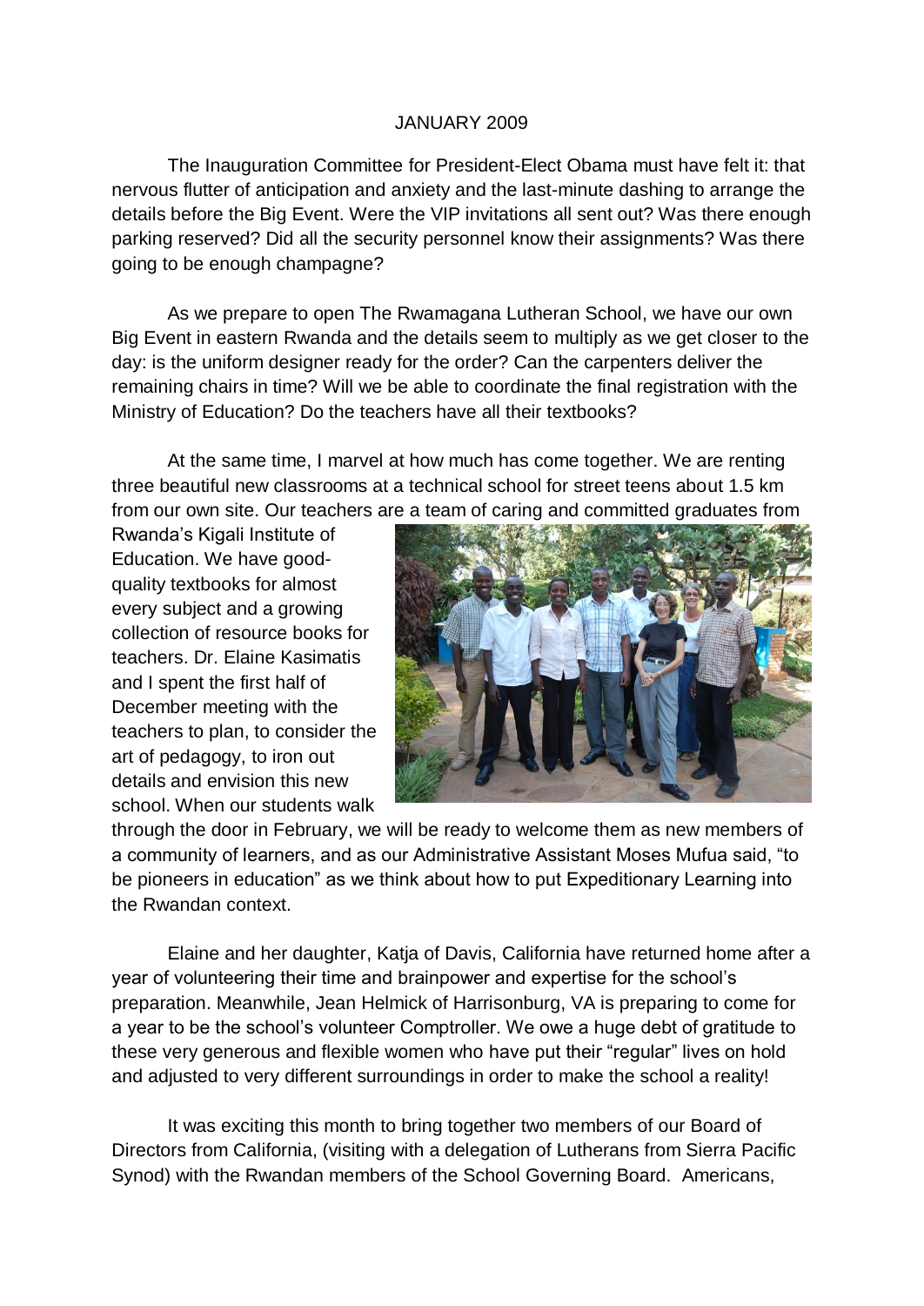JANUARY 2009

The Inauguration Committee for President-Elect Obama must have felt it: that nervous flutter of anticipation and anxiety and the last-minute dashing to arrange the details before the Big Event. Were the VIP invitations all sent out? Was there enough parking reserved? Did all the security personnel know their assignments? Was there going to be enough champagne?

As we prepare to open The Rwamagana Lutheran School, we have our own Big Event in eastern Rwanda and the details seem to multiply as we get closer to the day: is the uniform designer ready for the order? Can the carpenters deliver the remaining chairs in time? Will we be able to coordinate the final registration with the Ministry of Education? Do the teachers have all their textbooks?

At the same time, I marvel at how much has come together. We are renting three beautiful new classrooms at a technical school for street teens about 1.5 km from our own site. Our teachers are a team of caring and committed graduates from Rwanda's Kigali Institute of Education. We have good-quality textbooks for almost every subject and a growing collection of resource books for teachers. Dr. Elaine Kasimatis and I spent the first half of December meeting with the teachers to plan, to consider the art of pedagogy, to iron out details and envision this new school. When our students walk through the door in February, we will be ready to welcome them as new members of a community of learners, and as our Administrative Assistant Moses Mufua said, "to be pioneers in education" as we think about how to put Expeditionary Learning into the Rwandan context.

Elaine and her daughter, Katja of Davis, California have returned home after a year of volunteering their time and brainpower and expertise for the school's preparation. Meanwhile, Jean Helmick of Harrisonburg, VA is preparing to come for a year to be the school's volunteer Comptroller. We owe a huge debt of gratitude to these very generous and flexible women who have put their "regular" lives on hold and adjusted to very different surroundings in order to make the school a reality!

It was exciting this month to bring together two members of our Board of Directors from California, (visiting with a delegation of Lutherans from Sierra Pacific Synod) with the Rwandan members of the School Governing Board. Americans,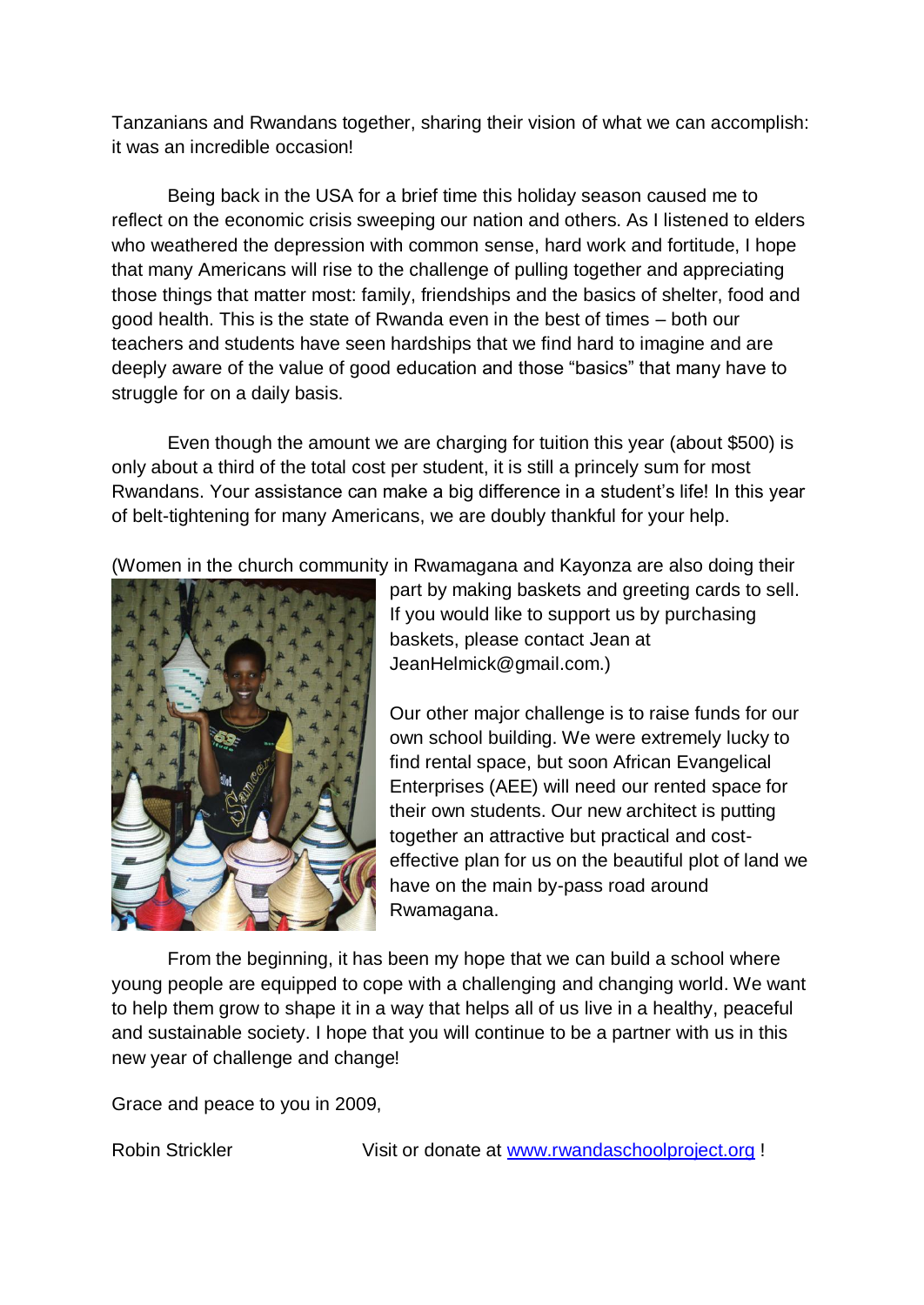Tanzanians and Rwandans together, sharing their vision of what we can accomplish: it was an incredible occasion!

Being back in the USA for a brief time this holiday season caused me to reflect on the economic crisis sweeping our nation and others. As I listened to elders who weathered the depression with common sense, hard work and fortitude, I hope that many Americans will rise to the challenge of pulling together and appreciating those things that matter most: family, friendships and the basics of shelter, food and good health. This is the state of Rwanda even in the best of times – both our teachers and students have seen hardships that we find hard to imagine and are deeply aware of the value of good education and those "basics" that many have to struggle for on a daily basis.

Even though the amount we are charging for tuition this year (about $500) is only about a third of the total cost per student, it is still a princely sum for most Rwandans. Your assistance can make a big difference in a student's life! In this year of belt-tightening for many Americans, we are doubly thankful for your help.

(Women in the church community in Rwamagana and Kayonza are also doing their part by making baskets and greeting cards to sell. If you would like to support us by purchasing baskets, please contact Jean at JeanHelmick@gmail.com.)

Our other major challenge is to raise funds for our own school building. We were extremely lucky to find rental space, but soon African Evangelical Enterprises (AEE) will need our rented space for their own students. Our new architect is putting together an attractive but practical and cost-effective plan for us on the beautiful plot of land we have on the main by-pass road around Rwamagana.

From the beginning, it has been my hope that we can build a school where young people are equipped to cope with a challenging and changing world. We want to help them grow to shape it in a way that helps all of us live in a healthy, peaceful and sustainable society. I hope that you will continue to be a partner with us in this new year of challenge and change!

Grace and peace to you in 2009,

Robin Strickler

Visit or donate at [www.rwandaschoolproject.org](http://www.rwandaschoolproject.org) !